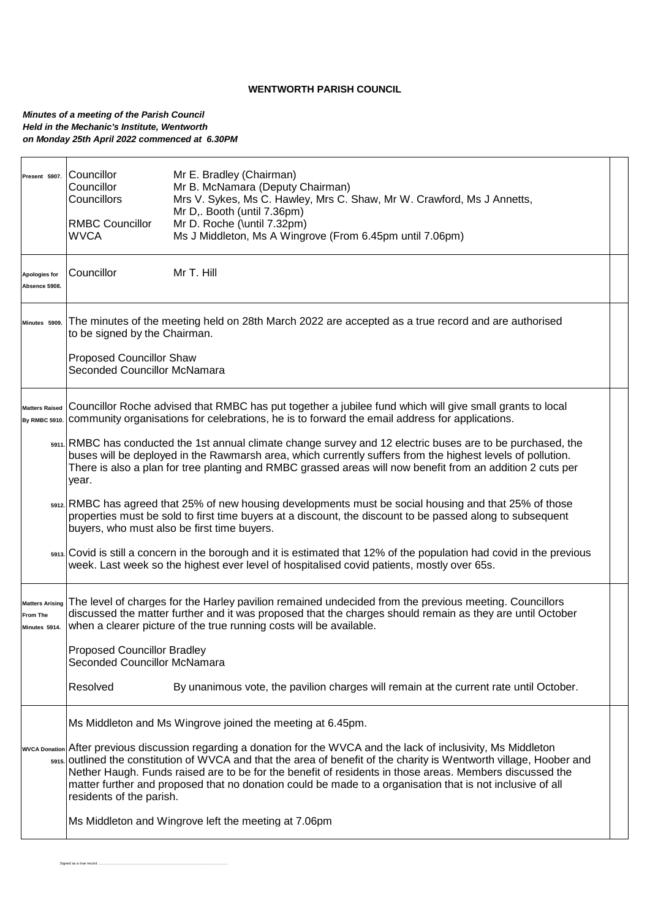**WENTWORTH PARISH COUNCIL**

***Minutes of a meeting of the Parish Council***
***Held in the Mechanic's Institute, Wentworth***
***on Monday 25th April 2022 commenced at 6.30PM***

| | | |
|---|---|---|
| **Present 5907.** | Councillor | Mr E. Bradley (Chairman) |
| | Councillor | Mr B. McNamara (Deputy Chairman) |
| | Councillors | Mrs V. Sykes, Ms C. Hawley, Mrs C. Shaw, Mr W. Crawford, Ms J Annetts, Mr D,. Booth (until 7.36pm) |
| | RMBC Councillor | Mr D. Roche (\until 7.32pm) |
| | WVCA | Ms J Middleton, Ms A Wingrove (From 6.45pm until 7.06pm) |
| **Apologies for Absence 5908.** | Councillor | Mr T. Hill |

**Minutes 5909.** The minutes of the meeting held on 28th March 2022 are accepted as a true record and are authorised to be signed by the Chairman.

Proposed Councillor Shaw
Seconded Councillor McNamara

**Matters Raised By RMBC 5910.** Councillor Roche advised that RMBC has put together a jubilee fund which will give small grants to local community organisations for celebrations, he is to forward the email address for applications.

**5911.** RMBC has conducted the 1st annual climate change survey and 12 electric buses are to be purchased, the buses will be deployed in the Rawmarsh area, which currently suffers from the highest levels of pollution. There is also a plan for tree planting and RMBC grassed areas will now benefit from an addition 2 cuts per year.

**5912.** RMBC has agreed that 25% of new housing developments must be social housing and that 25% of those properties must be sold to first time buyers at a discount, the discount to be passed along to subsequent buyers, who must also be first time buyers.

**5913.** Covid is still a concern in the borough and it is estimated that 12% of the population had covid in the previous week. Last week so the highest ever level of hospitalised covid patients, mostly over 65s.

**Matters Arising From The Minutes 5914.** The level of charges for the Harley pavilion remained undecided from the previous meeting. Councillors discussed the matter further and it was proposed that the charges should remain as they are until October when a clearer picture of the true running costs will be available.

Proposed Councillor Bradley
Seconded Councillor McNamara

Resolved — By unanimous vote, the pavilion charges will remain at the current rate until October.

Ms Middleton and Ms Wingrove joined the meeting at 6.45pm.

**WVCA Donation 5915.** After previous discussion regarding a donation for the WVCA and the lack of inclusivity, Ms Middleton outlined the constitution of WVCA and that the area of benefit of the charity is Wentworth village, Hoober and Nether Haugh. Funds raised are to be for the benefit of residents in those areas. Members discussed the matter further and proposed that no donation could be made to a organisation that is not inclusive of all residents of the parish.

Ms Middleton and Wingrove left the meeting at 7.06pm

Signed as a true record ......................................................................................................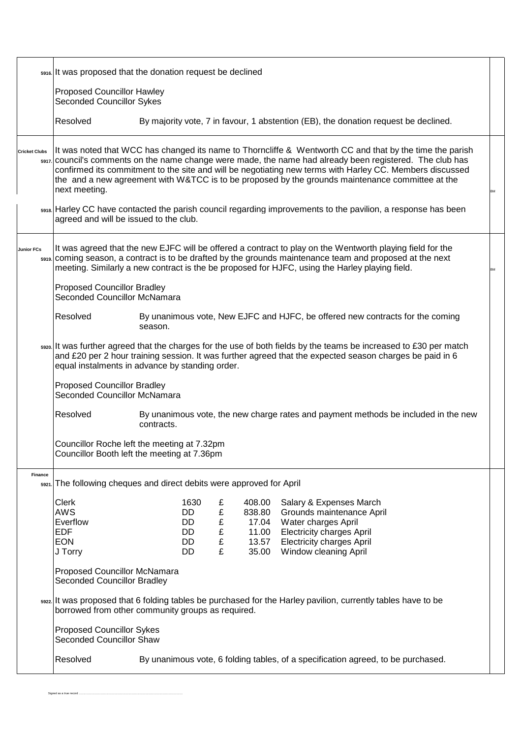**5916.** It was proposed that the donation request be declined

Proposed Councillor Hawley
Seconded Councillor Sykes

Resolved — By majority vote, 7 in favour, 1 abstention (EB), the donation request be declined.

**Cricket Clubs**

**5917.** It was noted that WCC has changed its name to Thorncliffe & Wentworth CC and that by the time the parish council's comments on the name change were made, the name had already been registered. The club has confirmed its commitment to the site and will be negotiating new terms with Harley CC. Members discussed the and a new agreement with W&TCC is to be proposed by the grounds maintenance committee at the next meeting. — BM

**5918.** Harley CC have contacted the parish council regarding improvements to the pavilion, a response has been agreed and will be issued to the club.

**Junior FCs**

**5919.** It was agreed that the new EJFC will be offered a contract to play on the Wentworth playing field for the coming season, a contract is to be drafted by the grounds maintenance team and proposed at the next meeting. Similarly a new contract is the be proposed for HJFC, using the Harley playing field. — BM

Proposed Councillor Bradley
Seconded Councillor McNamara

Resolved — By unanimous vote, New EJFC and HJFC, be offered new contracts for the coming season.

**5920.** It was further agreed that the charges for the use of both fields by the teams be increased to £30 per match and £20 per 2 hour training session. It was further agreed that the expected season charges be paid in 6 equal instalments in advance by standing order.

Proposed Councillor Bradley
Seconded Councillor McNamara

Resolved — By unanimous vote, the new charge rates and payment methods be included in the new contracts.

Councillor Roche left the meeting at 7.32pm
Councillor Booth left the meeting at 7.36pm

**Finance**

**5921.** The following cheques and direct debits were approved for April

| Payee | Ref | | Amount | Description |
|---|---|---|---|---|
| Clerk | 1630 | £ | 408.00 | Salary & Expenses March |
| AWS | DD | £ | 838.80 | Grounds maintenance April |
| Everflow | DD | £ | 17.04 | Water charges April |
| EDF | DD | £ | 11.00 | Electricity charges April |
| EON | DD | £ | 13.57 | Electricity charges April |
| J Torry | DD | £ | 35.00 | Window cleaning April |

Proposed Councillor McNamara
Seconded Councillor Bradley

**5922.** It was proposed that 6 folding tables be purchased for the Harley pavilion, currently tables have to be borrowed from other community groups as required.

Proposed Councillor Sykes
Seconded Councillor Shaw

Resolved — By unanimous vote, 6 folding tables, of a specification agreed, to be purchased.

Signed as a true record ..............................................................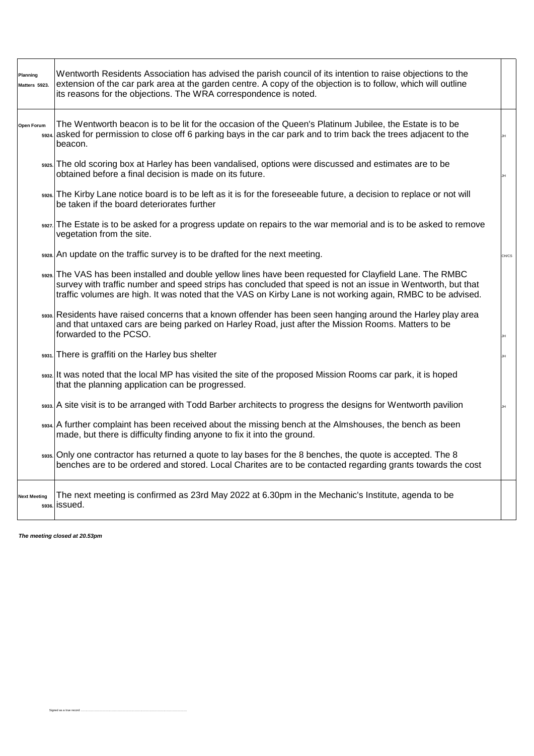| | | |
|---|---|---|
| **Planning Matters 5923.** | Wentworth Residents Association has advised the parish council of its intention to raise objections to the extension of the car park area at the garden centre. A copy of the objection is to follow, which will outline its reasons for the objections. The WRA correspondence is noted. | |
| **Open Forum** 5924. | The Wentworth beacon is to be lit for the occasion of the Queen's Platinum Jubilee, the Estate is to be asked for permission to close off 6 parking bays in the car park and to trim back the trees adjacent to the beacon. | JH |
| 5925. | The old scoring box at Harley has been vandalised, options were discussed and estimates are to be obtained before a final decision is made on its future. | JH |
| 5926. | The Kirby Lane notice board is to be left as it is for the foreseeable future, a decision to replace or not will be taken if the board deteriorates further | |
| 5927. | The Estate is to be asked for a progress update on repairs to the war memorial and is to be asked to remove vegetation from the site. | |
| 5928. | An update on the traffic survey is to be drafted for the next meeting. | CH/CS |
| 5929. | The VAS has been installed and double yellow lines have been requested for Clayfield Lane. The RMBC survey with traffic number and speed strips has concluded that speed is not an issue in Wentworth, but that traffic volumes are high. It was noted that the VAS on Kirby Lane is not working again, RMBC to be advised. | |
| 5930. | Residents have raised concerns that a known offender has been seen hanging around the Harley play area and that untaxed cars are being parked on Harley Road, just after the Mission Rooms. Matters to be forwarded to the PCSO. | JH |
| 5931. | There is graffiti on the Harley bus shelter | JH |
| 5932. | It was noted that the local MP has visited the site of the proposed Mission Rooms car park, it is hoped that the planning application can be progressed. | |
| 5933. | A site visit is to be arranged with Todd Barber architects to progress the designs for Wentworth pavilion | JH |
| 5934. | A further complaint has been received about the missing bench at the Almshouses, the bench as been made, but there is difficulty finding anyone to fix it into the ground. | |
| 5935. | Only one contractor has returned a quote to lay bases for the 8 benches, the quote is accepted. The 8 benches are to be ordered and stored. Local Charites are to be contacted regarding grants towards the cost | |
| **Next Meeting** 5936. | The next meeting is confirmed as 23rd May 2022 at 6.30pm in the Mechanic's Institute, agenda to be issued. | |

***The meeting closed at 20.53pm***

Signed as a true record ......................................................................................................